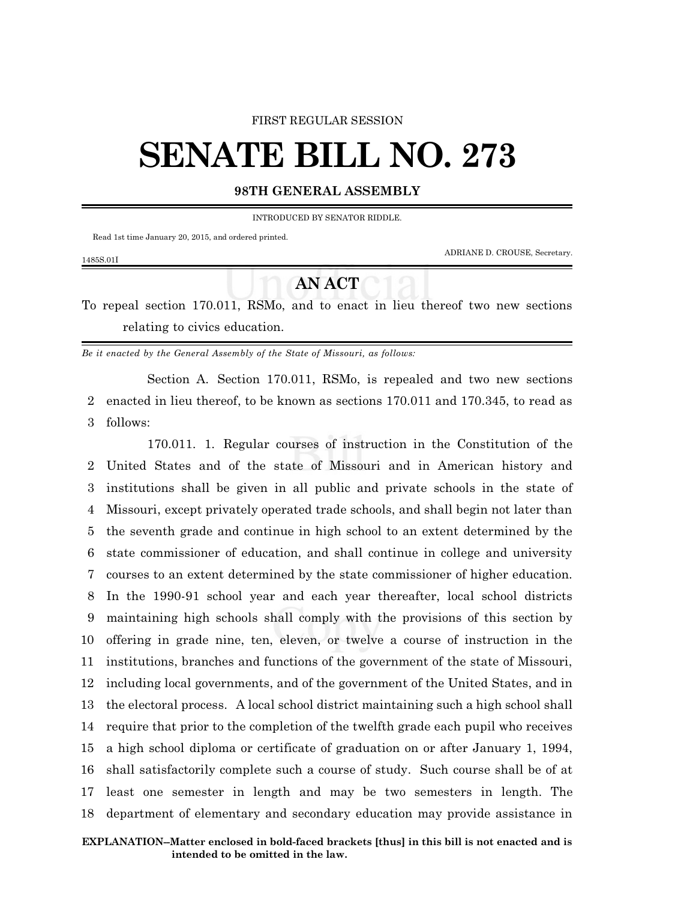FIRST REGULAR SESSION

# SENATE BILL NO. 273

**98TH GENERAL ASSEMBLY**

INTRODUCED BY SENATOR RIDDLE.

Read 1st time January 20, 2015, and ordered printed.

ADRIANE D. CROUSE, Secretary.

1485S.01I

## AN ACT

To repeal section 170.011, RSMo, and to enact in lieu thereof two new sections relating to civics education.

*Be it enacted by the General Assembly of the State of Missouri, as follows:*

Section A. Section 170.011, RSMo, is repealed and two new sections enacted in lieu thereof, to be known as sections 170.011 and 170.345, to read as follows:

170.011. 1. Regular courses of instruction in the Constitution of the United States and of the state of Missouri and in American history and institutions shall be given in all public and private schools in the state of Missouri, except privately operated trade schools, and shall begin not later than the seventh grade and continue in high school to an extent determined by the state commissioner of education, and shall continue in college and university courses to an extent determined by the state commissioner of higher education. In the 1990-91 school year and each year thereafter, local school districts maintaining high schools shall comply with the provisions of this section by offering in grade nine, ten, eleven, or twelve a course of instruction in the institutions, branches and functions of the government of the state of Missouri, including local governments, and of the government of the United States, and in the electoral process. A local school district maintaining such a high school shall require that prior to the completion of the twelfth grade each pupil who receives a high school diploma or certificate of graduation on or after January 1, 1994, shall satisfactorily complete such a course of study. Such course shall be of at least one semester in length and may be two semesters in length. The department of elementary and secondary education may provide assistance in

**EXPLANATION–Matter enclosed in bold-faced brackets [thus] in this bill is not enacted and is intended to be omitted in the law.**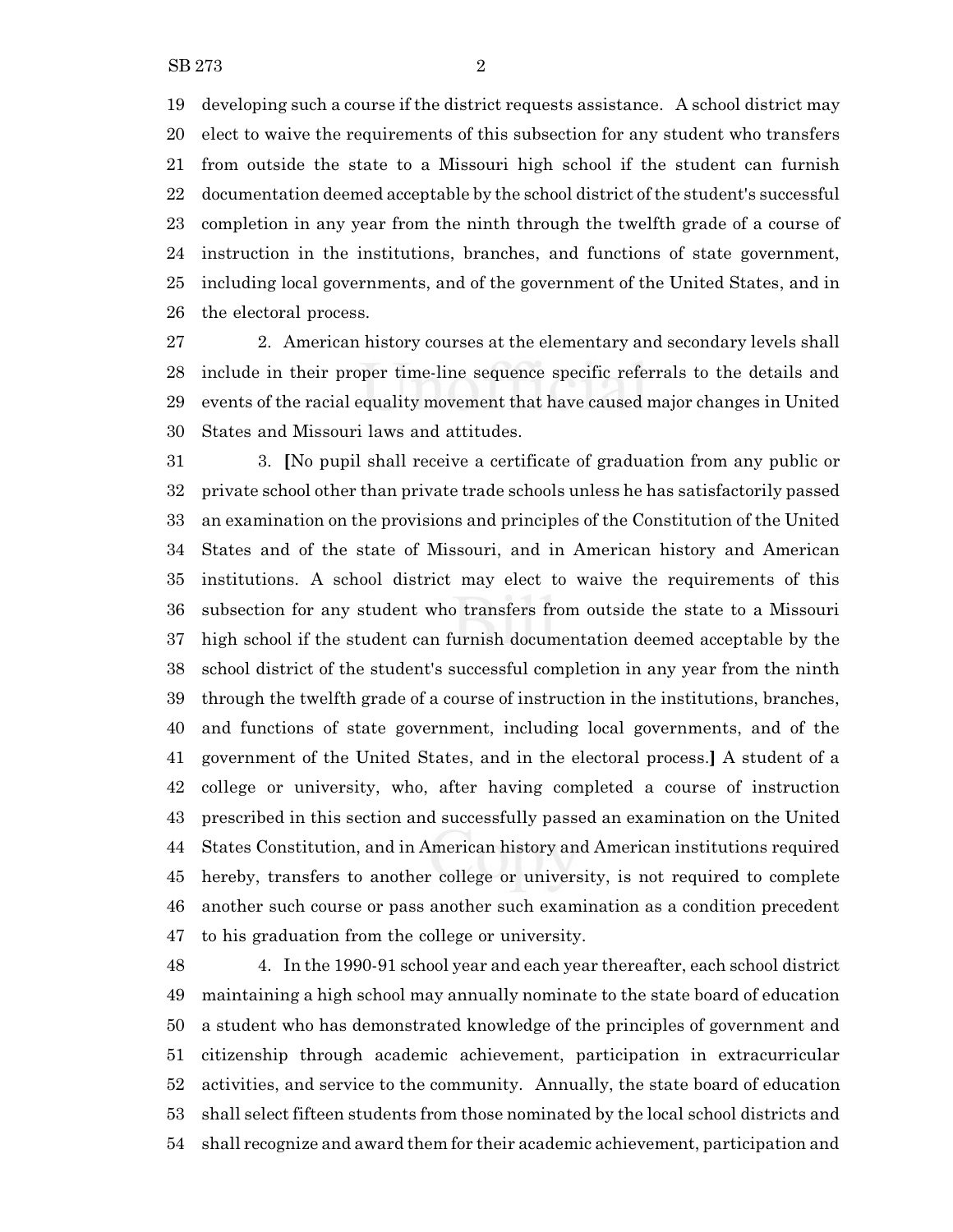developing such a course if the district requests assistance. A school district may elect to waive the requirements of this subsection for any student who transfers from outside the state to a Missouri high school if the student can furnish documentation deemed acceptable by the school district of the student's successful completion in any year from the ninth through the twelfth grade of a course of instruction in the institutions, branches, and functions of state government, including local governments, and of the government of the United States, and in the electoral process.

2. American history courses at the elementary and secondary levels shall include in their proper time-line sequence specific referrals to the details and events of the racial equality movement that have caused major changes in United States and Missouri laws and attitudes.

3. **[**No pupil shall receive a certificate of graduation from any public or private school other than private trade schools unless he has satisfactorily passed an examination on the provisions and principles of the Constitution of the United States and of the state of Missouri, and in American history and American institutions. A school district may elect to waive the requirements of this subsection for any student who transfers from outside the state to a Missouri high school if the student can furnish documentation deemed acceptable by the school district of the student's successful completion in any year from the ninth through the twelfth grade of a course of instruction in the institutions, branches, and functions of state government, including local governments, and of the government of the United States, and in the electoral process.**]** A student of a college or university, who, after having completed a course of instruction prescribed in this section and successfully passed an examination on the United States Constitution, and in American history and American institutions required hereby, transfers to another college or university, is not required to complete another such course or pass another such examination as a condition precedent to his graduation from the college or university.

4. In the 1990-91 school year and each year thereafter, each school district maintaining a high school may annually nominate to the state board of education a student who has demonstrated knowledge of the principles of government and citizenship through academic achievement, participation in extracurricular activities, and service to the community. Annually, the state board of education shall select fifteen students from those nominated by the local school districts and shall recognize and award them for their academic achievement, participation and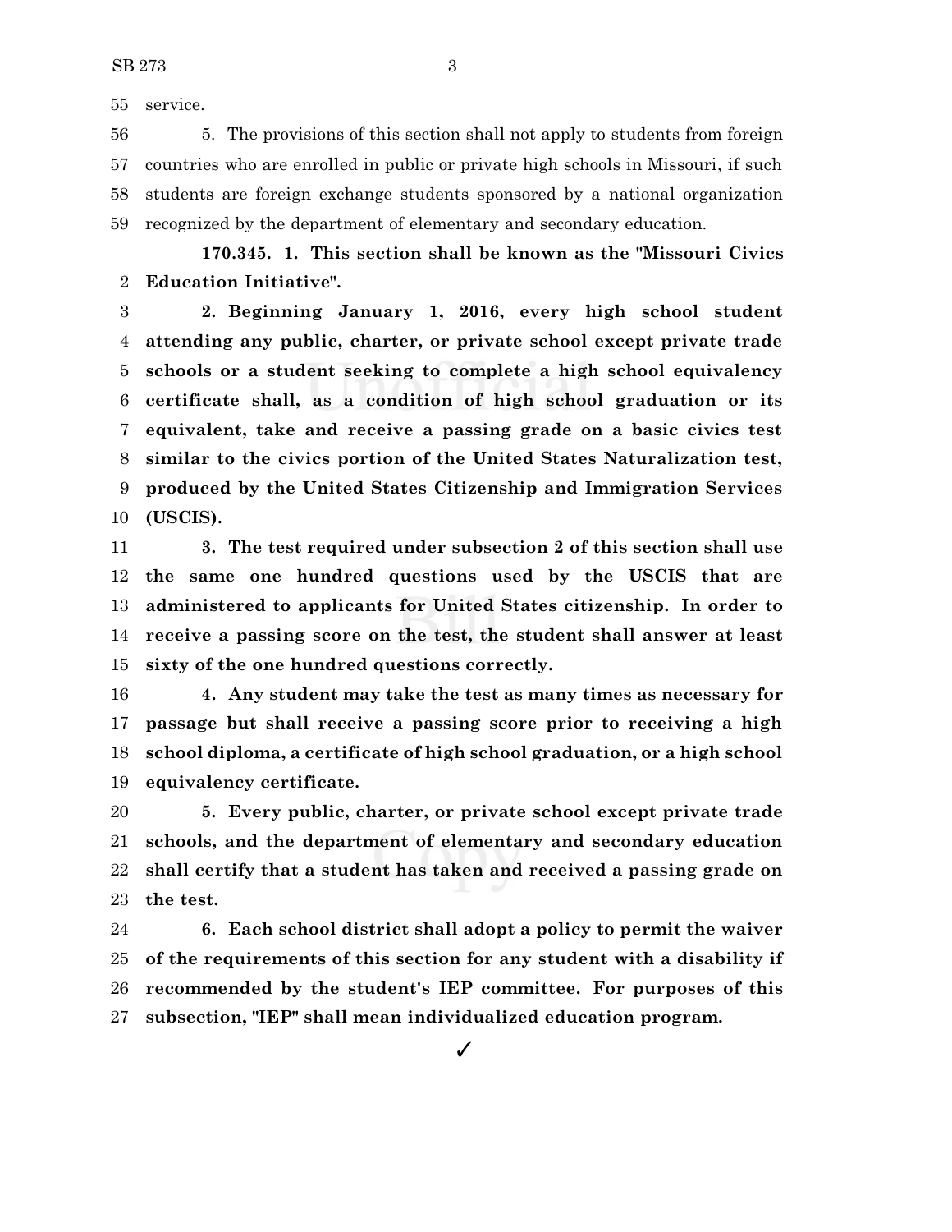55 service.

56 5. The provisions of this section shall not apply to students from foreign 57 countries who are enrolled in public or private high schools in Missouri, if such 58 students are foreign exchange students sponsored by a national organization 59 recognized by the department of elementary and secondary education.

**170.345. 1. This section shall be known as the "Missouri Civics** 2 **Education Initiative".**

3 **2. Beginning January 1, 2016, every high school student** 4 **attending any public, charter, or private school except private trade** 5 **schools or a student seeking to complete a high school equivalency** 6 **certificate shall, as a condition of high school graduation or its** 7 **equivalent, take and receive a passing grade on a basic civics test** 8 **similar to the civics portion of the United States Naturalization test,** 9 **produced by the United States Citizenship and Immigration Services** 10 **(USCIS).**

11 **3. The test required under subsection 2 of this section shall use** 12 **the same one hundred questions used by the USCIS that are** 13 **administered to applicants for United States citizenship. In order to** 14 **receive a passing score on the test, the student shall answer at least** 15 **sixty of the one hundred questions correctly.**

16 **4. Any student may take the test as many times as necessary for** 17 **passage but shall receive a passing score prior to receiving a high** 18 **school diploma, a certificate of high school graduation, or a high school** 19 **equivalency certificate.**

20 **5. Every public, charter, or private school except private trade** 21 **schools, and the department of elementary and secondary education** 22 **shall certify that a student has taken and received a passing grade on** 23 **the test.**

24 **6. Each school district shall adopt a policy to permit the waiver** 25 **of the requirements of this section for any student with a disability if** 26 **recommended by the student's IEP committee. For purposes of this** 27 **subsection, "IEP" shall mean individualized education program.**

✓